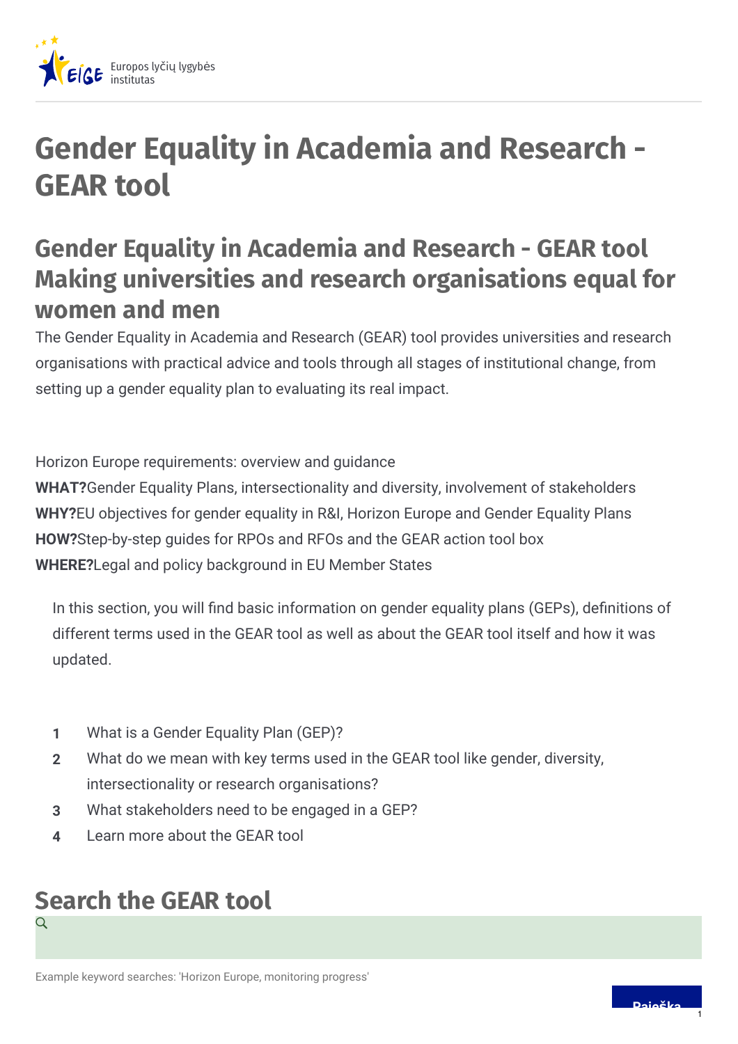Europos lyčių lygybės institutas

# Gender Equality in Academia and Research - GEAR tool

## Gender Equality in Academia and Research - GEAR tool Making universities and research organisations equal for women and men

The Gender Equality in Academia and Research (GEAR) tool provides universities and research organisations with practical advice and tools through all stages of institutional change, from setting up a gender equality plan to evaluating its real impact.

Horizon Europe requirements: overview and guidance

**WHAT?**Gender Equality Plans, intersectionality and diversity, involvement of stakeholders

**WHY?**EU objectives for gender equality in R&I, Horizon Europe and Gender Equality Plans

**HOW?**Step-by-step guides for RPOs and RFOs and the GEAR action tool box

**WHERE?**Legal and policy background in EU Member States

In this section, you will find basic information on gender equality plans (GEPs), definitions of different terms used in the GEAR tool as well as about the GEAR tool itself and how it was updated.

1. What is a Gender Equality Plan (GEP)?
2. What do we mean with key terms used in the GEAR tool like gender, diversity, intersectionality or research organisations?
3. What stakeholders need to be engaged in a GEP?
4. Learn more about the GEAR tool

## Search the GEAR tool

Example keyword searches: 'Horizon Europe, monitoring progress'

Paieška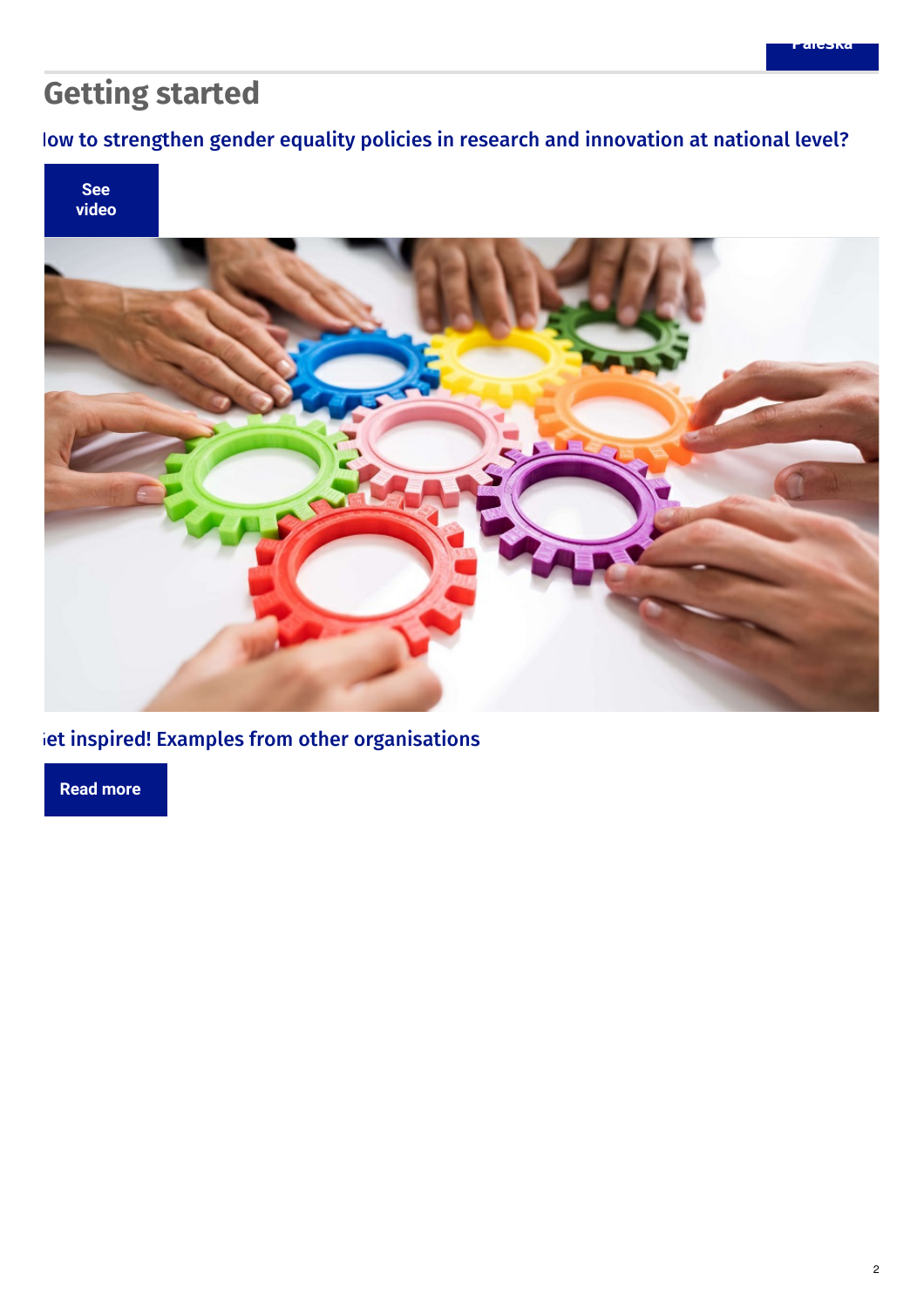# Getting started

How to strengthen gender equality policies in research and innovation at national level?

See video

Get inspired! Examples from other organisations

Read more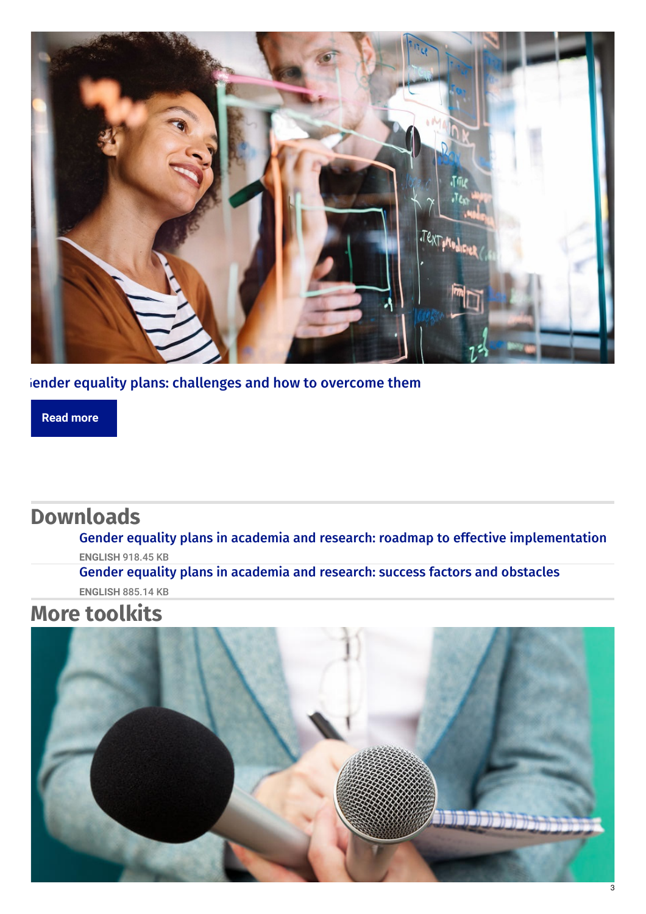ender equality plans: challenges and how to overcome them

Read more

## Downloads

Gender equality plans in academia and research: roadmap to effective implementation

ENGLISH 918.45 KB

Gender equality plans in academia and research: success factors and obstacles

ENGLISH 885.14 KB

## More toolkits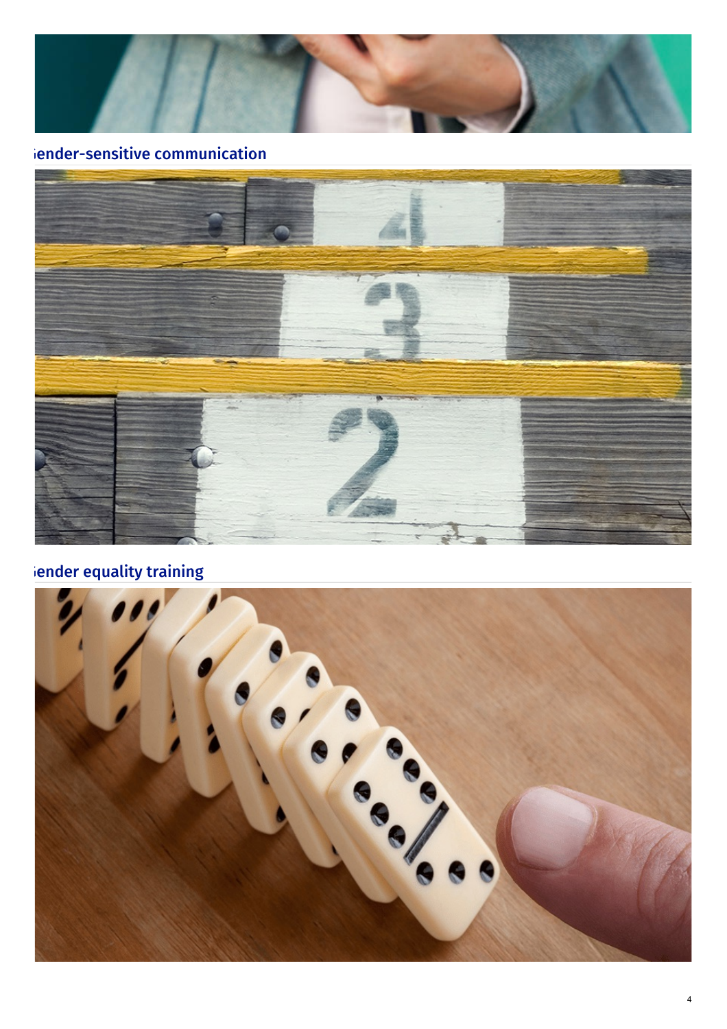## ;ender-sensitive communication

## ;ender equality training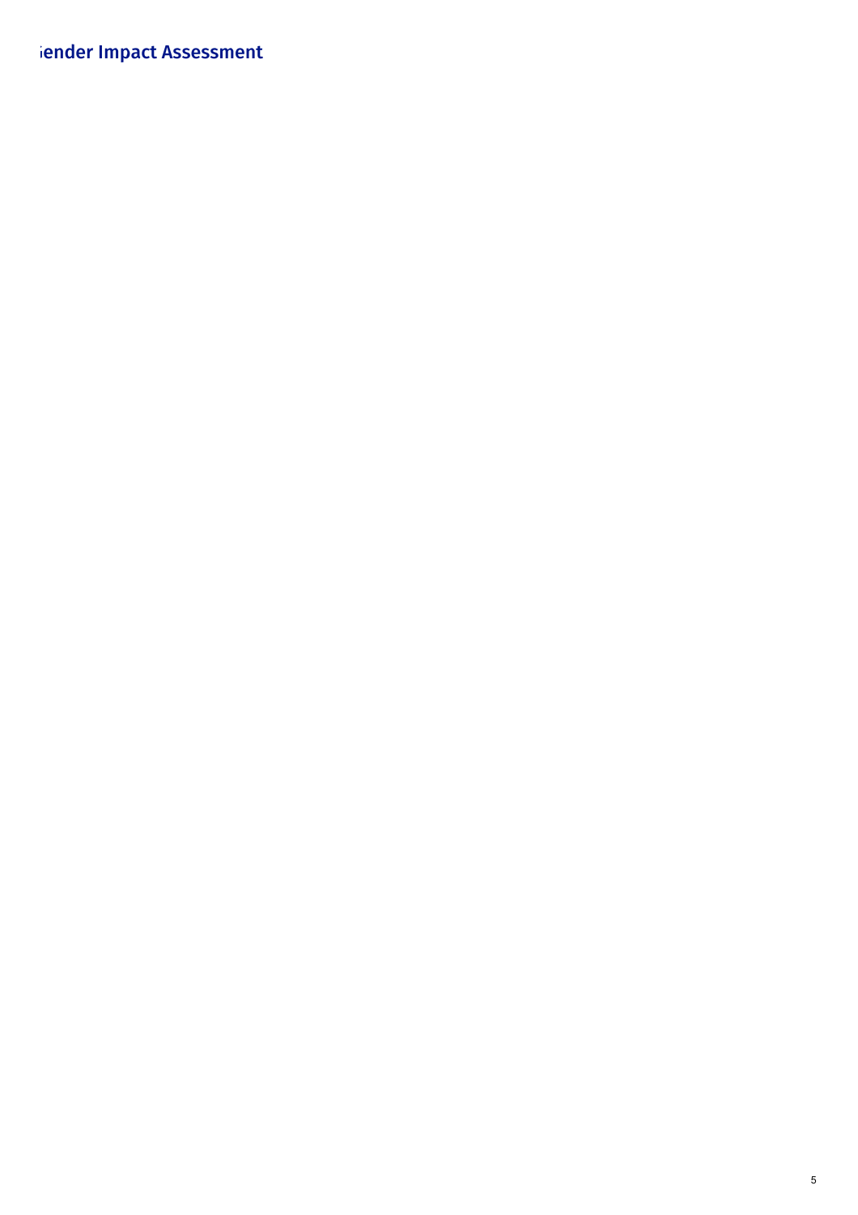## Gender Impact Assessment